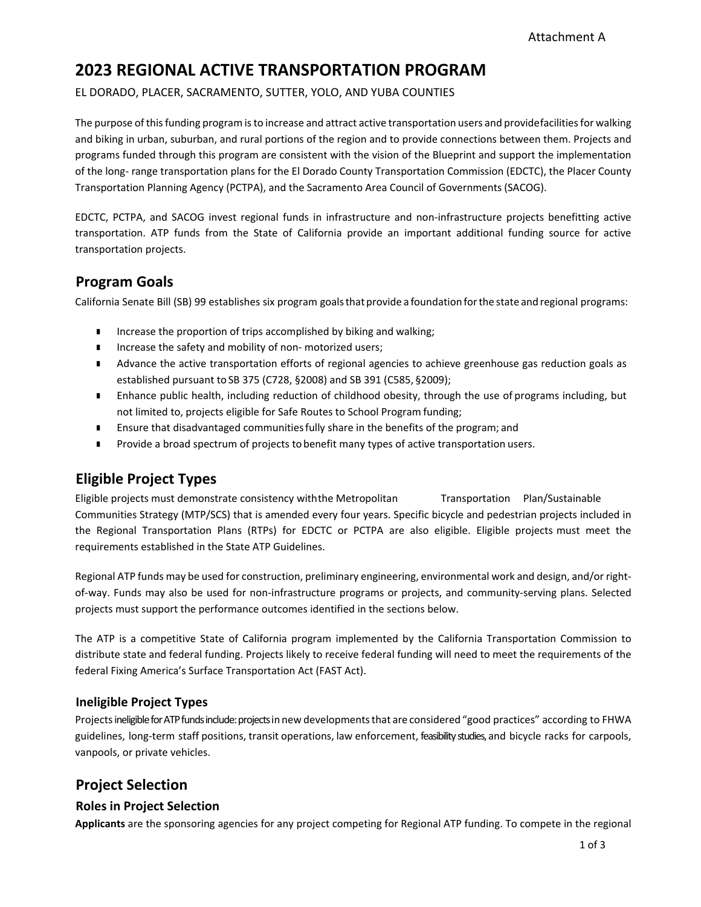Attachment A

# 2023 REGIONAL ACTIVE TRANSPORTATION PROGRAM

EL DORADO, PLACER, SACRAMENTO, SUTTER, YOLO, AND YUBA COUNTIES

The purpose of this funding program is to increase and attract active transportation users and provide facilities for walking and biking in urban, suburban, and rural portions of the region and to provide connections between them. Projects and programs funded through this program are consistent with the vision of the Blueprint and support the implementation of the long- range transportation plans for the El Dorado County Transportation Commission (EDCTC), the Placer County Transportation Planning Agency (PCTPA), and the Sacramento Area Council of Governments (SACOG).

EDCTC, PCTPA, and SACOG invest regional funds in infrastructure and non-infrastructure projects benefitting active transportation. ATP funds from the State of California provide an important additional funding source for active transportation projects.

## Program Goals

California Senate Bill (SB) 99 establishes six program goals that provide a foundation for the state and regional programs:

- Increase the proportion of trips accomplished by biking and walking;
- Increase the safety and mobility of non- motorized users;
- Advance the active transportation efforts of regional agencies to achieve greenhouse gas reduction goals as established pursuant to SB 375 (C728, §2008) and SB 391 (C585, §2009);
- Enhance public health, including reduction of childhood obesity, through the use of programs including, but not limited to, projects eligible for Safe Routes to School Program funding;
- Ensure that disadvantaged communities fully share in the benefits of the program; and
- Provide a broad spectrum of projects to benefit many types of active transportation users.

## Eligible Project Types

Eligible projects must demonstrate consistency with the Metropolitan Transportation Plan/Sustainable Communities Strategy (MTP/SCS) that is amended every four years. Specific bicycle and pedestrian projects included in the Regional Transportation Plans (RTPs) for EDCTC or PCTPA are also eligible. Eligible projects must meet the requirements established in the State ATP Guidelines.

Regional ATP funds may be used for construction, preliminary engineering, environmental work and design, and/or right-of-way. Funds may also be used for non-infrastructure programs or projects, and community-serving plans. Selected projects must support the performance outcomes identified in the sections below.

The ATP is a competitive State of California program implemented by the California Transportation Commission to distribute state and federal funding. Projects likely to receive federal funding will need to meet the requirements of the federal Fixing America's Surface Transportation Act (FAST Act).

### Ineligible Project Types

Projects ineligible for ATP funds include: projects in new developments that are considered "good practices" according to FHWA guidelines, long-term staff positions, transit operations, law enforcement, feasibility studies, and bicycle racks for carpools, vanpools, or private vehicles.

## Project Selection

### Roles in Project Selection

**Applicants** are the sponsoring agencies for any project competing for Regional ATP funding. To compete in the regional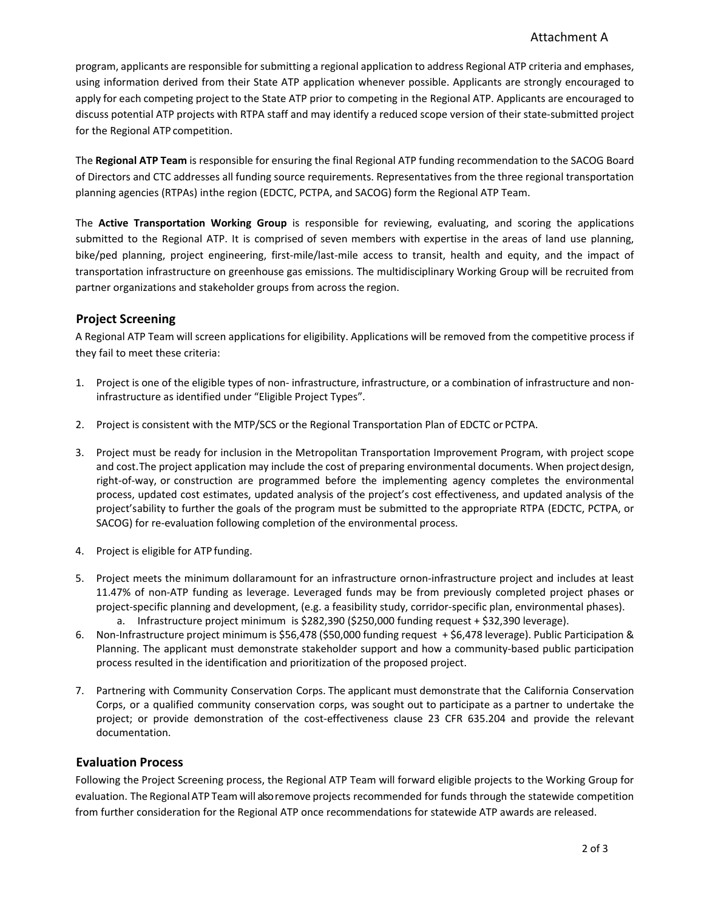program, applicants are responsible for submitting a regional application to address Regional ATP criteria and emphases, using information derived from their State ATP application whenever possible. Applicants are strongly encouraged to apply for each competing project to the State ATP prior to competing in the Regional ATP. Applicants are encouraged to discuss potential ATP projects with RTPA staff and may identify a reduced scope version of their state-submitted project for the Regional ATP competition.

The **Regional ATP Team** is responsible for ensuring the final Regional ATP funding recommendation to the SACOG Board of Directors and CTC addresses all funding source requirements. Representatives from the three regional transportation planning agencies (RTPAs) inthe region (EDCTC, PCTPA, and SACOG) form the Regional ATP Team.

The **Active Transportation Working Group** is responsible for reviewing, evaluating, and scoring the applications submitted to the Regional ATP. It is comprised of seven members with expertise in the areas of land use planning, bike/ped planning, project engineering, first-mile/last-mile access to transit, health and equity, and the impact of transportation infrastructure on greenhouse gas emissions. The multidisciplinary Working Group will be recruited from partner organizations and stakeholder groups from across the region.

## Project Screening

A Regional ATP Team will screen applications for eligibility. Applications will be removed from the competitive process if they fail to meet these criteria:

1. Project is one of the eligible types of non- infrastructure, infrastructure, or a combination of infrastructure and non-infrastructure as identified under "Eligible Project Types".
2. Project is consistent with the MTP/SCS or the Regional Transportation Plan of EDCTC or PCTPA.
3. Project must be ready for inclusion in the Metropolitan Transportation Improvement Program, with project scope and cost.The project application may include the cost of preparing environmental documents. When project design, right-of-way, or construction are programmed before the implementing agency completes the environmental process, updated cost estimates, updated analysis of the project's cost effectiveness, and updated analysis of the project'sability to further the goals of the program must be submitted to the appropriate RTPA (EDCTC, PCTPA, or SACOG) for re-evaluation following completion of the environmental process.
4. Project is eligible for ATP funding.
5. Project meets the minimum dollaramount for an infrastructure ornon-infrastructure project and includes at least 11.47% of non-ATP funding as leverage. Leveraged funds may be from previously completed project phases or project-specific planning and development, (e.g. a feasibility study, corridor-specific plan, environmental phases).
    a. Infrastructure project minimum is $282,390 ($250,000 funding request + $32,390 leverage).
6. Non-Infrastructure project minimum is $56,478 ($50,000 funding request + $6,478 leverage). Public Participation & Planning. The applicant must demonstrate stakeholder support and how a community-based public participation process resulted in the identification and prioritization of the proposed project.
7. Partnering with Community Conservation Corps. The applicant must demonstrate that the California Conservation Corps, or a qualified community conservation corps, was sought out to participate as a partner to undertake the project; or provide demonstration of the cost-effectiveness clause 23 CFR 635.204 and provide the relevant documentation.

## Evaluation Process

Following the Project Screening process, the Regional ATP Team will forward eligible projects to the Working Group for evaluation. The Regional ATP Team will alsoremove projects recommended for funds through the statewide competition from further consideration for the Regional ATP once recommendations for statewide ATP awards are released.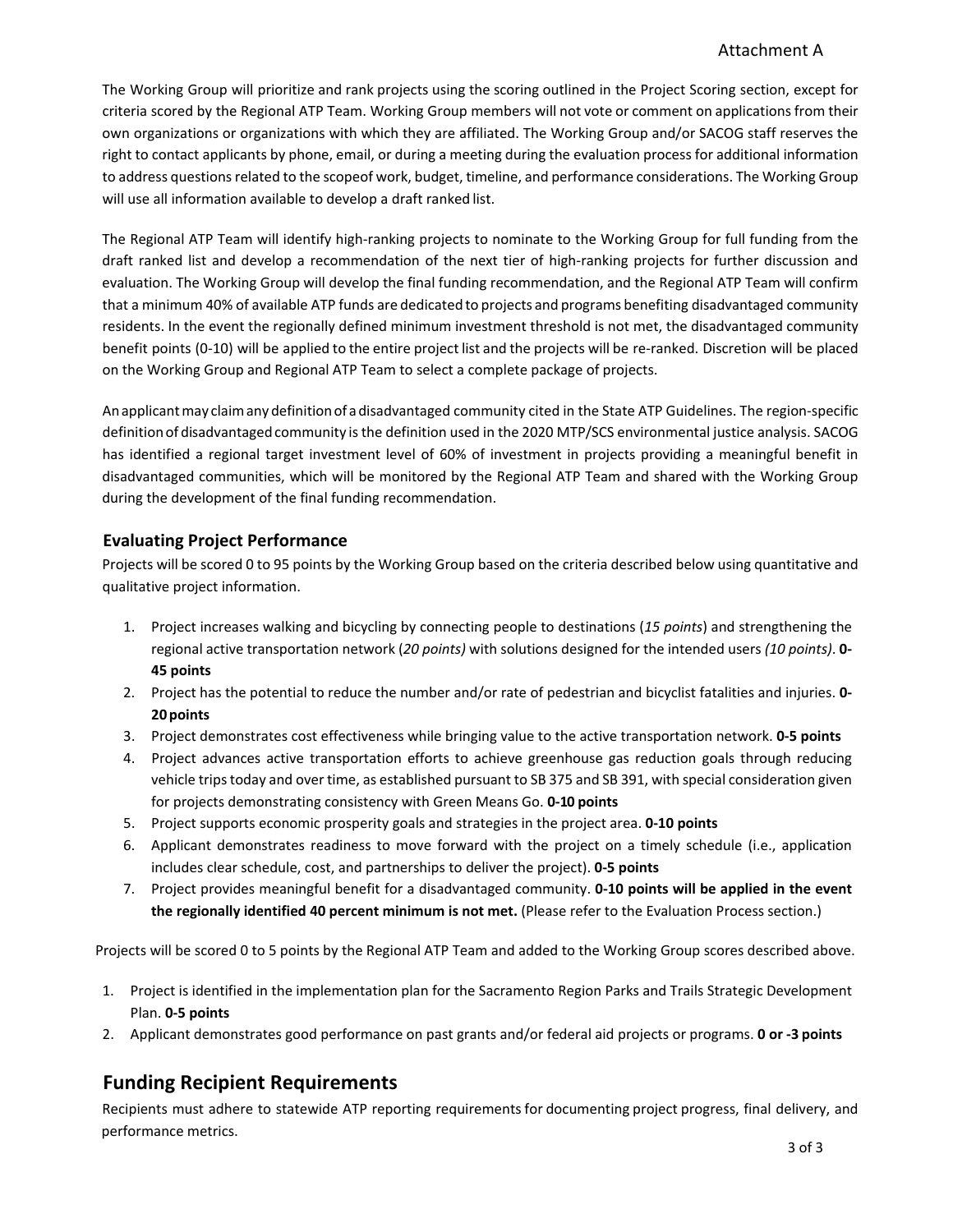The Working Group will prioritize and rank projects using the scoring outlined in the Project Scoring section, except for criteria scored by the Regional ATP Team. Working Group members will not vote or comment on applications from their own organizations or organizations with which they are affiliated. The Working Group and/or SACOG staff reserves the right to contact applicants by phone, email, or during a meeting during the evaluation process for additional information to address questions related to the scopeof work, budget, timeline, and performance considerations. The Working Group will use all information available to develop a draft ranked list.

The Regional ATP Team will identify high-ranking projects to nominate to the Working Group for full funding from the draft ranked list and develop a recommendation of the next tier of high-ranking projects for further discussion and evaluation. The Working Group will develop the final funding recommendation, and the Regional ATP Team will confirm that a minimum 40% of available ATP funds are dedicated to projects and programs benefiting disadvantaged community residents. In the event the regionally defined minimum investment threshold is not met, the disadvantaged community benefit points (0-10) will be applied to the entire project list and the projects will be re-ranked. Discretion will be placed on the Working Group and Regional ATP Team to select a complete package of projects.

An applicant may claim any definition of a disadvantaged community cited in the State ATP Guidelines. The region-specific definition of disadvantaged community is the definition used in the 2020 MTP/SCS environmental justice analysis. SACOG has identified a regional target investment level of 60% of investment in projects providing a meaningful benefit in disadvantaged communities, which will be monitored by the Regional ATP Team and shared with the Working Group during the development of the final funding recommendation.

### Evaluating Project Performance

Projects will be scored 0 to 95 points by the Working Group based on the criteria described below using quantitative and qualitative project information.

1. Project increases walking and bicycling by connecting people to destinations (*15 points*) and strengthening the regional active transportation network (*20 points)* with solutions designed for the intended users *(10 points)*. **0-45 points**
2. Project has the potential to reduce the number and/or rate of pedestrian and bicyclist fatalities and injuries. **0-20 points**
3. Project demonstrates cost effectiveness while bringing value to the active transportation network. **0-5 points**
4. Project advances active transportation efforts to achieve greenhouse gas reduction goals through reducing vehicle trips today and over time, as established pursuant to SB 375 and SB 391, with special consideration given for projects demonstrating consistency with Green Means Go. **0-10 points**
5. Project supports economic prosperity goals and strategies in the project area. **0-10 points**
6. Applicant demonstrates readiness to move forward with the project on a timely schedule (i.e., application includes clear schedule, cost, and partnerships to deliver the project). **0-5 points**
7. Project provides meaningful benefit for a disadvantaged community. **0-10 points will be applied in the event the regionally identified 40 percent minimum is not met.** (Please refer to the Evaluation Process section.)

Projects will be scored 0 to 5 points by the Regional ATP Team and added to the Working Group scores described above.

1. Project is identified in the implementation plan for the Sacramento Region Parks and Trails Strategic Development Plan. **0-5 points**
2. Applicant demonstrates good performance on past grants and/or federal aid projects or programs. **0 or -3 points**

## Funding Recipient Requirements

Recipients must adhere to statewide ATP reporting requirements for documenting project progress, final delivery, and performance metrics.